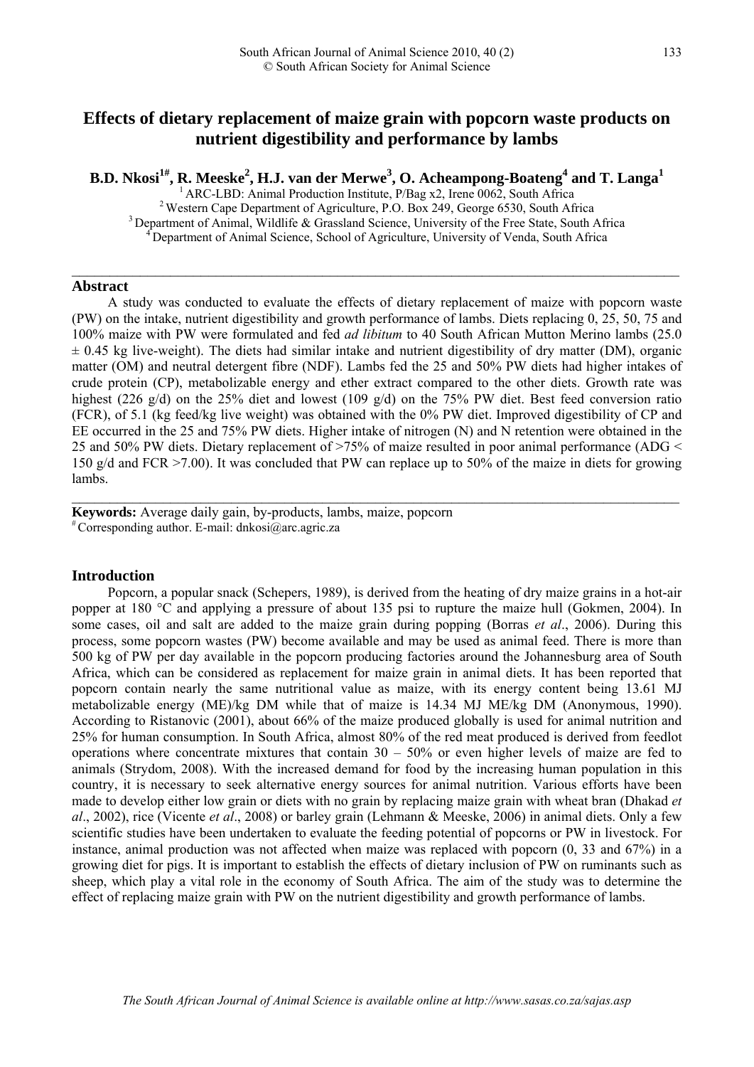# Effects of dietary replacement of maize grain with popcorn waste products on nutrient digestibility and performance by lambs

**B.D. Nkosi[1#], R. Meeske[2], H.J. van der Merwe[3], O. Acheampong-Boateng[4] and T. Langa[1]**

[1] ARC-LBD: Animal Production Institute, P/Bag x2, Irene 0062, South Africa
[2] Western Cape Department of Agriculture, P.O. Box 249, George 6530, South Africa
[3] Department of Animal, Wildlife & Grassland Science, University of the Free State, South Africa
[4] Department of Animal Science, School of Agriculture, University of Venda, South Africa

## Abstract

A study was conducted to evaluate the effects of dietary replacement of maize with popcorn waste (PW) on the intake, nutrient digestibility and growth performance of lambs. Diets replacing 0, 25, 50, 75 and 100% maize with PW were formulated and fed *ad libitum* to 40 South African Mutton Merino lambs (25.0 ± 0.45 kg live-weight). The diets had similar intake and nutrient digestibility of dry matter (DM), organic matter (OM) and neutral detergent fibre (NDF). Lambs fed the 25 and 50% PW diets had higher intakes of crude protein (CP), metabolizable energy and ether extract compared to the other diets. Growth rate was highest (226 g/d) on the 25% diet and lowest (109 g/d) on the 75% PW diet. Best feed conversion ratio (FCR), of 5.1 (kg feed/kg live weight) was obtained with the 0% PW diet. Improved digestibility of CP and EE occurred in the 25 and 75% PW diets. Higher intake of nitrogen (N) and N retention were obtained in the 25 and 50% PW diets. Dietary replacement of >75% of maize resulted in poor animal performance (ADG < 150 g/d and FCR >7.00). It was concluded that PW can replace up to 50% of the maize in diets for growing lambs.

**Keywords:** Average daily gain, by-products, lambs, maize, popcorn

[#] Corresponding author. E-mail: dnkosi@arc.agric.za

## Introduction

Popcorn, a popular snack (Schepers, 1989), is derived from the heating of dry maize grains in a hot-air popper at 180 °C and applying a pressure of about 135 psi to rupture the maize hull (Gokmen, 2004). In some cases, oil and salt are added to the maize grain during popping (Borras *et al*., 2006). During this process, some popcorn wastes (PW) become available and may be used as animal feed. There is more than 500 kg of PW per day available in the popcorn producing factories around the Johannesburg area of South Africa, which can be considered as replacement for maize grain in animal diets. It has been reported that popcorn contain nearly the same nutritional value as maize, with its energy content being 13.61 MJ metabolizable energy (ME)/kg DM while that of maize is 14.34 MJ ME/kg DM (Anonymous, 1990). According to Ristanovic (2001), about 66% of the maize produced globally is used for animal nutrition and 25% for human consumption. In South Africa, almost 80% of the red meat produced is derived from feedlot operations where concentrate mixtures that contain 30 – 50% or even higher levels of maize are fed to animals (Strydom, 2008). With the increased demand for food by the increasing human population in this country, it is necessary to seek alternative energy sources for animal nutrition. Various efforts have been made to develop either low grain or diets with no grain by replacing maize grain with wheat bran (Dhakad *et al*., 2002), rice (Vicente *et al*., 2008) or barley grain (Lehmann & Meeske, 2006) in animal diets. Only a few scientific studies have been undertaken to evaluate the feeding potential of popcorns or PW in livestock. For instance, animal production was not affected when maize was replaced with popcorn (0, 33 and 67%) in a growing diet for pigs. It is important to establish the effects of dietary inclusion of PW on ruminants such as sheep, which play a vital role in the economy of South Africa. The aim of the study was to determine the effect of replacing maize grain with PW on the nutrient digestibility and growth performance of lambs.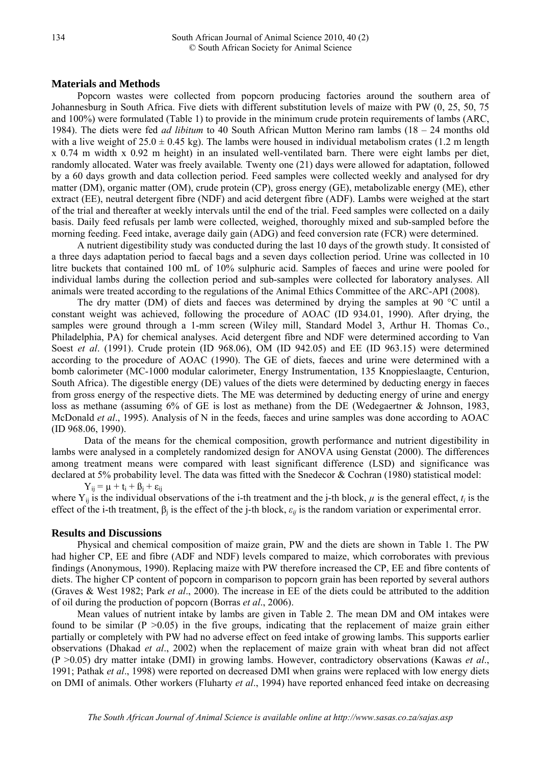## Materials and Methods

Popcorn wastes were collected from popcorn producing factories around the southern area of Johannesburg in South Africa. Five diets with different substitution levels of maize with PW (0, 25, 50, 75 and 100%) were formulated (Table 1) to provide in the minimum crude protein requirements of lambs (ARC, 1984). The diets were fed *ad libitum* to 40 South African Mutton Merino ram lambs (18 – 24 months old with a live weight of 25.0 ± 0.45 kg). The lambs were housed in individual metabolism crates (1.2 m length x 0.74 m width x 0.92 m height) in an insulated well-ventilated barn. There were eight lambs per diet, randomly allocated. Water was freely available. Twenty one (21) days were allowed for adaptation, followed by a 60 days growth and data collection period. Feed samples were collected weekly and analysed for dry matter (DM), organic matter (OM), crude protein (CP), gross energy (GE), metabolizable energy (ME), ether extract (EE), neutral detergent fibre (NDF) and acid detergent fibre (ADF). Lambs were weighed at the start of the trial and thereafter at weekly intervals until the end of the trial. Feed samples were collected on a daily basis. Daily feed refusals per lamb were collected, weighed, thoroughly mixed and sub-sampled before the morning feeding. Feed intake, average daily gain (ADG) and feed conversion rate (FCR) were determined.

A nutrient digestibility study was conducted during the last 10 days of the growth study. It consisted of a three days adaptation period to faecal bags and a seven days collection period. Urine was collected in 10 litre buckets that contained 100 mL of 10% sulphuric acid. Samples of faeces and urine were pooled for individual lambs during the collection period and sub-samples were collected for laboratory analyses. All animals were treated according to the regulations of the Animal Ethics Committee of the ARC-API (2008).

The dry matter (DM) of diets and faeces was determined by drying the samples at 90 °C until a constant weight was achieved, following the procedure of AOAC (ID 934.01, 1990). After drying, the samples were ground through a 1-mm screen (Wiley mill, Standard Model 3, Arthur H. Thomas Co., Philadelphia, PA) for chemical analyses. Acid detergent fibre and NDF were determined according to Van Soest *et al*. (1991). Crude protein (ID 968.06), OM (ID 942.05) and EE (ID 963.15) were determined according to the procedure of AOAC (1990). The GE of diets, faeces and urine were determined with a bomb calorimeter (MC-1000 modular calorimeter, Energy Instrumentation, 135 Knoppieslaagte, Centurion, South Africa). The digestible energy (DE) values of the diets were determined by deducting energy in faeces from gross energy of the respective diets. The ME was determined by deducting energy of urine and energy loss as methane (assuming 6% of GE is lost as methane) from the DE (Wedegaertner & Johnson, 1983, McDonald *et al*., 1995). Analysis of N in the feeds, faeces and urine samples was done according to AOAC (ID 968.06, 1990).

Data of the means for the chemical composition, growth performance and nutrient digestibility in lambs were analysed in a completely randomized design for ANOVA using Genstat (2000). The differences among treatment means were compared with least significant difference (LSD) and significance was declared at 5% probability level. The data was fitted with the Snedecor & Cochran (1980) statistical model:

$$Y_{ij} = \mu + t_i + \beta_j + \varepsilon_{ij}$$

where $Y_{ij}$ is the individual observations of the i-th treatment and the j-th block, $\mu$ is the general effect, $t_i$ is the effect of the i-th treatment, $\beta_j$ is the effect of the j-th block, $\varepsilon_{ij}$ is the random variation or experimental error.

## Results and Discussions

Physical and chemical composition of maize grain, PW and the diets are shown in Table 1. The PW had higher CP, EE and fibre (ADF and NDF) levels compared to maize, which corroborates with previous findings (Anonymous, 1990). Replacing maize with PW therefore increased the CP, EE and fibre contents of diets. The higher CP content of popcorn in comparison to popcorn grain has been reported by several authors (Graves & West 1982; Park *et al*., 2000). The increase in EE of the diets could be attributed to the addition of oil during the production of popcorn (Borras *et al*., 2006).

Mean values of nutrient intake by lambs are given in Table 2. The mean DM and OM intakes were found to be similar ($P > 0.05$) in the five groups, indicating that the replacement of maize grain either partially or completely with PW had no adverse effect on feed intake of growing lambs. This supports earlier observations (Dhakad *et al*., 2002) when the replacement of maize grain with wheat bran did not affect ($P > 0.05$) dry matter intake (DMI) in growing lambs. However, contradictory observations (Kawas *et al*., 1991; Pathak *et al*., 1998) were reported on decreased DMI when grains were replaced with low energy diets on DMI of animals. Other workers (Fluharty *et al*., 1994) have reported enhanced feed intake on decreasing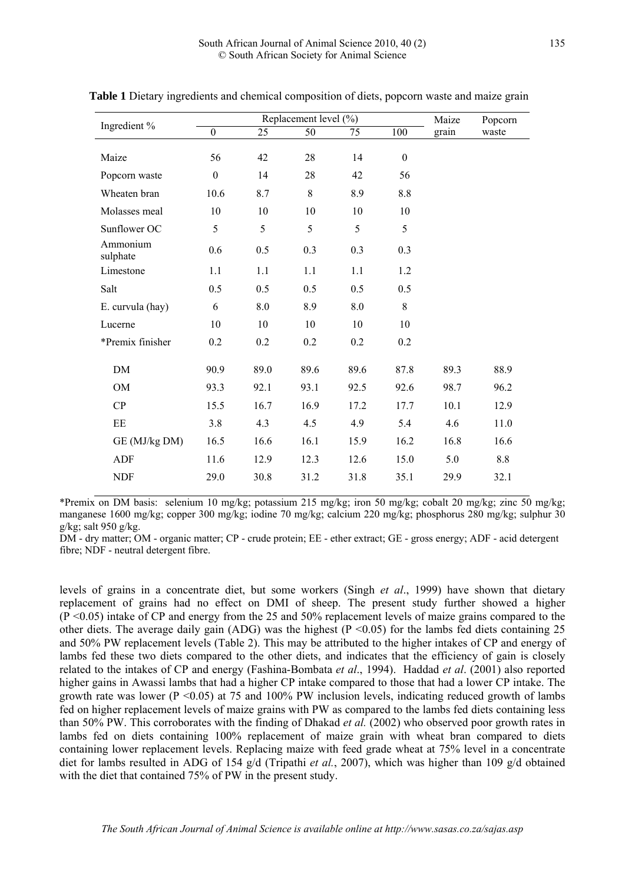**Table 1** Dietary ingredients and chemical composition of diets, popcorn waste and maize grain

| Ingredient % | Replacement level (%) | | | | | Maize grain | Popcorn waste |
|---|---|---|---|---|---|---|---|
| | 0 | 25 | 50 | 75 | 100 | | |
| Maize | 56 | 42 | 28 | 14 | 0 | | |
| Popcorn waste | 0 | 14 | 28 | 42 | 56 | | |
| Wheaten bran | 10.6 | 8.7 | 8 | 8.9 | 8.8 | | |
| Molasses meal | 10 | 10 | 10 | 10 | 10 | | |
| Sunflower OC | 5 | 5 | 5 | 5 | 5 | | |
| Ammonium sulphate | 0.6 | 0.5 | 0.3 | 0.3 | 0.3 | | |
| Limestone | 1.1 | 1.1 | 1.1 | 1.1 | 1.2 | | |
| Salt | 0.5 | 0.5 | 0.5 | 0.5 | 0.5 | | |
| E. curvula (hay) | 6 | 8.0 | 8.9 | 8.0 | 8 | | |
| Lucerne | 10 | 10 | 10 | 10 | 10 | | |
| *Premix finisher | 0.2 | 0.2 | 0.2 | 0.2 | 0.2 | | |
| DM | 90.9 | 89.0 | 89.6 | 89.6 | 87.8 | 89.3 | 88.9 |
| OM | 93.3 | 92.1 | 93.1 | 92.5 | 92.6 | 98.7 | 96.2 |
| CP | 15.5 | 16.7 | 16.9 | 17.2 | 17.7 | 10.1 | 12.9 |
| EE | 3.8 | 4.3 | 4.5 | 4.9 | 5.4 | 4.6 | 11.0 |
| GE (MJ/kg DM) | 16.5 | 16.6 | 16.1 | 15.9 | 16.2 | 16.8 | 16.6 |
| ADF | 11.6 | 12.9 | 12.3 | 12.6 | 15.0 | 5.0 | 8.8 |
| NDF | 29.0 | 30.8 | 31.2 | 31.8 | 35.1 | 29.9 | 32.1 |

*Premix on DM basis: selenium 10 mg/kg; potassium 215 mg/kg; iron 50 mg/kg; cobalt 20 mg/kg; zinc 50 mg/kg; manganese 1600 mg/kg; copper 300 mg/kg; iodine 70 mg/kg; calcium 220 mg/kg; phosphorus 280 mg/kg; sulphur 30 g/kg; salt 950 g/kg.

DM - dry matter; OM - organic matter; CP - crude protein; EE - ether extract; GE - gross energy; ADF - acid detergent fibre; NDF - neutral detergent fibre.

levels of grains in a concentrate diet, but some workers (Singh *et al*., 1999) have shown that dietary replacement of grains had no effect on DMI of sheep. The present study further showed a higher ($P < 0.05$) intake of CP and energy from the 25 and 50% replacement levels of maize grains compared to the other diets. The average daily gain (ADG) was the highest ($P < 0.05$) for the lambs fed diets containing 25 and 50% PW replacement levels (Table 2). This may be attributed to the higher intakes of CP and energy of lambs fed these two diets compared to the other diets, and indicates that the efficiency of gain is closely related to the intakes of CP and energy (Fashina-Bombata *et al*., 1994). Haddad *et al*. (2001) also reported higher gains in Awassi lambs that had a higher CP intake compared to those that had a lower CP intake. The growth rate was lower ($P < 0.05$) at 75 and 100% PW inclusion levels, indicating reduced growth of lambs fed on higher replacement levels of maize grains with PW as compared to the lambs fed diets containing less than 50% PW. This corroborates with the finding of Dhakad *et al.* (2002) who observed poor growth rates in lambs fed on diets containing 100% replacement of maize grain with wheat bran compared to diets containing lower replacement levels. Replacing maize with feed grade wheat at 75% level in a concentrate diet for lambs resulted in ADG of 154 g/d (Tripathi *et al.*, 2007), which was higher than 109 g/d obtained with the diet that contained 75% of PW in the present study.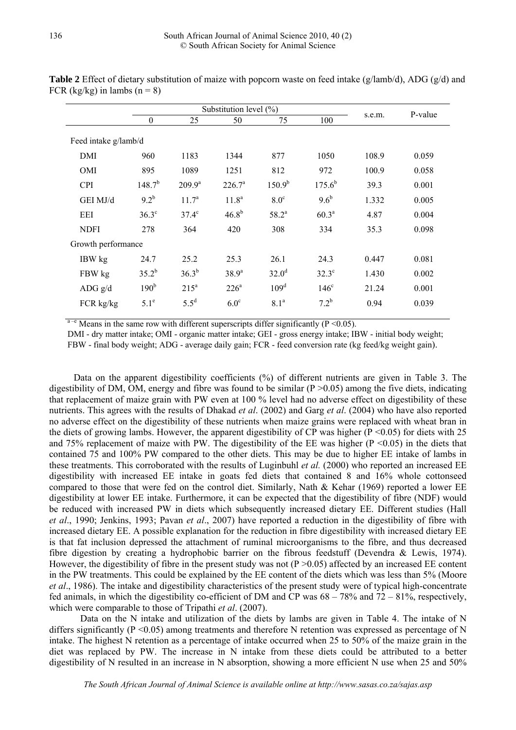**Table 2** Effect of dietary substitution of maize with popcorn waste on feed intake (g/lamb/d), ADG (g/d) and FCR (kg/kg) in lambs (n = 8)

| | Substitution level (%) | | | | | s.e.m. | P-value |
|---|---|---|---|---|---|---|---|
| | 0 | 25 | 50 | 75 | 100 | | |
| Feed intake g/lamb/d | | | | | | | |
| DMI | 960 | 1183 | 1344 | 877 | 1050 | 108.9 | 0.059 |
| OMI | 895 | 1089 | 1251 | 812 | 972 | 100.9 | 0.058 |
| CPI | 148.7[b] | 209.9[a] | 226.7[a] | 150.9[b] | 175.6[b] | 39.3 | 0.001 |
| GEI MJ/d | 9.2[b] | 11.7[a] | 11.8[a] | 8.0[c] | 9.6[b] | 1.332 | 0.005 |
| EEI | 36.3[c] | 37.4[c] | 46.8[b] | 58.2[a] | 60.3[a] | 4.87 | 0.004 |
| NDFI | 278 | 364 | 420 | 308 | 334 | 35.3 | 0.098 |
| Growth performance | | | | | | | |
| IBW kg | 24.7 | 25.2 | 25.3 | 26.1 | 24.3 | 0.447 | 0.081 |
| FBW kg | 35.2[b] | 36.3[b] | 38.9[a] | 32.0[d] | 32.3[c] | 1.430 | 0.002 |
| ADG g/d | 190[b] | 215[a] | 226[a] | 109[d] | 146[c] | 21.24 | 0.001 |
| FCR kg/kg | 5.1[e] | 5.5[d] | 6.0[c] | 8.1[a] | 7.2[b] | 0.94 | 0.039 |

[a–e] Means in the same row with different superscripts differ significantly ($P < 0.05$).

DMI - dry matter intake; OMI - organic matter intake; GEI - gross energy intake; IBW - initial body weight; FBW - final body weight; ADG - average daily gain; FCR - feed conversion rate (kg feed/kg weight gain).

Data on the apparent digestibility coefficients (%) of different nutrients are given in Table 3. The digestibility of DM, OM, energy and fibre was found to be similar ($P > 0.05$) among the five diets, indicating that replacement of maize grain with PW even at 100 % level had no adverse effect on digestibility of these nutrients. This agrees with the results of Dhakad *et al*. (2002) and Garg *et al*. (2004) who have also reported no adverse effect on the digestibility of these nutrients when maize grains were replaced with wheat bran in the diets of growing lambs. However, the apparent digestibility of CP was higher ($P < 0.05$) for diets with 25 and 75% replacement of maize with PW. The digestibility of the EE was higher ($P < 0.05$) in the diets that contained 75 and 100% PW compared to the other diets. This may be due to higher EE intake of lambs in these treatments. This corroborated with the results of Luginbuhl *et al.* (2000) who reported an increased EE digestibility with increased EE intake in goats fed diets that contained 8 and 16% whole cottonseed compared to those that were fed on the control diet. Similarly, Nath & Kehar (1969) reported a lower EE digestibility at lower EE intake. Furthermore, it can be expected that the digestibility of fibre (NDF) would be reduced with increased PW in diets which subsequently increased dietary EE. Different studies (Hall *et al*., 1990; Jenkins, 1993; Pavan *et al*., 2007) have reported a reduction in the digestibility of fibre with increased dietary EE. A possible explanation for the reduction in fibre digestibility with increased dietary EE is that fat inclusion depressed the attachment of ruminal microorganisms to the fibre, and thus decreased fibre digestion by creating a hydrophobic barrier on the fibrous feedstuff (Devendra & Lewis, 1974). However, the digestibility of fibre in the present study was not ($P > 0.05$) affected by an increased EE content in the PW treatments. This could be explained by the EE content of the diets which was less than 5% (Moore *et al*., 1986). The intake and digestibility characteristics of the present study were of typical high-concentrate fed animals, in which the digestibility co-efficient of DM and CP was 68 – 78% and 72 – 81%, respectively, which were comparable to those of Tripathi *et al*. (2007).

Data on the N intake and utilization of the diets by lambs are given in Table 4. The intake of N differs significantly ($P < 0.05$) among treatments and therefore N retention was expressed as percentage of N intake. The highest N retention as a percentage of intake occurred when 25 to 50% of the maize grain in the diet was replaced by PW. The increase in N intake from these diets could be attributed to a better digestibility of N resulted in an increase in N absorption, showing a more efficient N use when 25 and 50%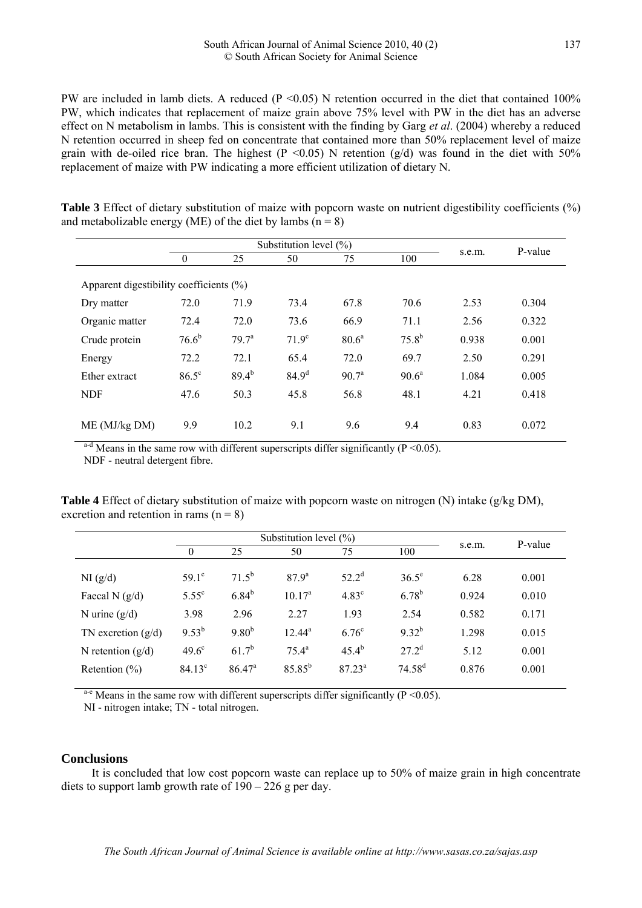PW are included in lamb diets. A reduced ($P < 0.05$) N retention occurred in the diet that contained 100% PW, which indicates that replacement of maize grain above 75% level with PW in the diet has an adverse effect on N metabolism in lambs. This is consistent with the finding by Garg *et al*. (2004) whereby a reduced N retention occurred in sheep fed on concentrate that contained more than 50% replacement level of maize grain with de-oiled rice bran. The highest ($P < 0.05$) N retention (g/d) was found in the diet with 50% replacement of maize with PW indicating a more efficient utilization of dietary N.

**Table 3** Effect of dietary substitution of maize with popcorn waste on nutrient digestibility coefficients (%) and metabolizable energy (ME) of the diet by lambs (n = 8)

| | Substitution level (%) | | | | | s.e.m. | P-value |
|---|---|---|---|---|---|---|---|
| | 0 | 25 | 50 | 75 | 100 | | |
| Apparent digestibility coefficients (%) | | | | | | | |
| Dry matter | 72.0 | 71.9 | 73.4 | 67.8 | 70.6 | 2.53 | 0.304 |
| Organic matter | 72.4 | 72.0 | 73.6 | 66.9 | 71.1 | 2.56 | 0.322 |
| Crude protein | $76.6^{b}$ | $79.7^{a}$ | $71.9^{c}$ | $80.6^{a}$ | $75.8^{b}$ | 0.938 | 0.001 |
| Energy | 72.2 | 72.1 | 65.4 | 72.0 | 69.7 | 2.50 | 0.291 |
| Ether extract | $86.5^{c}$ | $89.4^{b}$ | $84.9^{d}$ | $90.7^{a}$ | $90.6^{a}$ | 1.084 | 0.005 |
| NDF | 47.6 | 50.3 | 45.8 | 56.8 | 48.1 | 4.21 | 0.418 |
| ME (MJ/kg DM) | 9.9 | 10.2 | 9.1 | 9.6 | 9.4 | 0.83 | 0.072 |

[a-d] Means in the same row with different superscripts differ significantly ($P < 0.05$).
NDF - neutral detergent fibre.

**Table 4** Effect of dietary substitution of maize with popcorn waste on nitrogen (N) intake (g/kg DM), excretion and retention in rams (n = 8)

| | Substitution level (%) | | | | | s.e.m. | P-value |
|---|---|---|---|---|---|---|---|
| | 0 | 25 | 50 | 75 | 100 | | |
| NI (g/d) | $59.1^{c}$ | $71.5^{b}$ | $87.9^{a}$ | $52.2^{d}$ | $36.5^{e}$ | 6.28 | 0.001 |
| Faecal N (g/d) | $5.55^{c}$ | $6.84^{b}$ | $10.17^{a}$ | $4.83^{c}$ | $6.78^{b}$ | 0.924 | 0.010 |
| N urine (g/d) | 3.98 | 2.96 | 2.27 | 1.93 | 2.54 | 0.582 | 0.171 |
| TN excretion (g/d) | $9.53^{b}$ | $9.80^{b}$ | $12.44^{a}$ | $6.76^{c}$ | $9.32^{b}$ | 1.298 | 0.015 |
| N retention (g/d) | $49.6^{c}$ | $61.7^{b}$ | $75.4^{a}$ | $45.4^{b}$ | $27.2^{d}$ | 5.12 | 0.001 |
| Retention (%) | $84.13^{c}$ | $86.47^{a}$ | $85.85^{b}$ | $87.23^{a}$ | $74.58^{d}$ | 0.876 | 0.001 |

[a-e] Means in the same row with different superscripts differ significantly ($P < 0.05$).
NI - nitrogen intake; TN - total nitrogen.

## Conclusions

It is concluded that low cost popcorn waste can replace up to 50% of maize grain in high concentrate diets to support lamb growth rate of 190 – 226 g per day.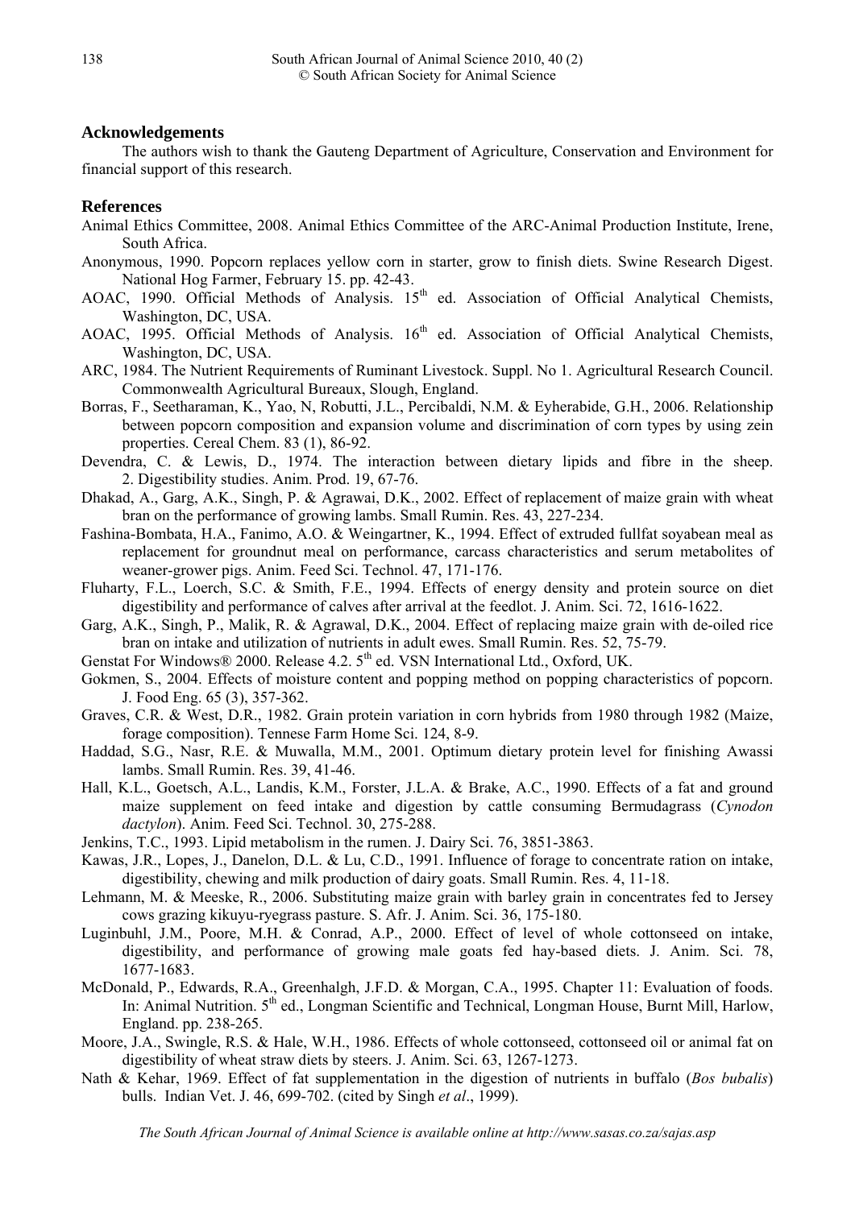## Acknowledgements

The authors wish to thank the Gauteng Department of Agriculture, Conservation and Environment for financial support of this research.

## References

Animal Ethics Committee, 2008. Animal Ethics Committee of the ARC-Animal Production Institute, Irene, South Africa.

Anonymous, 1990. Popcorn replaces yellow corn in starter, grow to finish diets. Swine Research Digest. National Hog Farmer, February 15. pp. 42-43.

AOAC, 1990. Official Methods of Analysis. 15th ed. Association of Official Analytical Chemists, Washington, DC, USA.

AOAC, 1995. Official Methods of Analysis. 16th ed. Association of Official Analytical Chemists, Washington, DC, USA.

ARC, 1984. The Nutrient Requirements of Ruminant Livestock. Suppl. No 1. Agricultural Research Council. Commonwealth Agricultural Bureaux, Slough, England.

Borras, F., Seetharaman, K., Yao, N, Robutti, J.L., Percibaldi, N.M. & Eyherabide, G.H., 2006. Relationship between popcorn composition and expansion volume and discrimination of corn types by using zein properties. Cereal Chem. 83 (1), 86-92.

Devendra, C. & Lewis, D., 1974. The interaction between dietary lipids and fibre in the sheep. 2. Digestibility studies. Anim. Prod. 19, 67-76.

Dhakad, A., Garg, A.K., Singh, P. & Agrawai, D.K., 2002. Effect of replacement of maize grain with wheat bran on the performance of growing lambs. Small Rumin. Res. 43, 227-234.

Fashina-Bombata, H.A., Fanimo, A.O. & Weingartner, K., 1994. Effect of extruded fullfat soyabean meal as replacement for groundnut meal on performance, carcass characteristics and serum metabolites of weaner-grower pigs. Anim. Feed Sci. Technol. 47, 171-176.

Fluharty, F.L., Loerch, S.C. & Smith, F.E., 1994. Effects of energy density and protein source on diet digestibility and performance of calves after arrival at the feedlot. J. Anim. Sci. 72, 1616-1622.

Garg, A.K., Singh, P., Malik, R. & Agrawal, D.K., 2004. Effect of replacing maize grain with de-oiled rice bran on intake and utilization of nutrients in adult ewes. Small Rumin. Res. 52, 75-79.

Genstat For Windows® 2000. Release 4.2. 5th ed. VSN International Ltd., Oxford, UK.

Gokmen, S., 2004. Effects of moisture content and popping method on popping characteristics of popcorn. J. Food Eng. 65 (3), 357-362.

Graves, C.R. & West, D.R., 1982. Grain protein variation in corn hybrids from 1980 through 1982 (Maize, forage composition). Tennese Farm Home Sci. 124, 8-9.

Haddad, S.G., Nasr, R.E. & Muwalla, M.M., 2001. Optimum dietary protein level for finishing Awassi lambs. Small Rumin. Res. 39, 41-46.

Hall, K.L., Goetsch, A.L., Landis, K.M., Forster, J.L.A. & Brake, A.C., 1990. Effects of a fat and ground maize supplement on feed intake and digestion by cattle consuming Bermudagrass (*Cynodon dactylon*). Anim. Feed Sci. Technol. 30, 275-288.

Jenkins, T.C., 1993. Lipid metabolism in the rumen. J. Dairy Sci. 76, 3851-3863.

Kawas, J.R., Lopes, J., Danelon, D.L. & Lu, C.D., 1991. Influence of forage to concentrate ration on intake, digestibility, chewing and milk production of dairy goats. Small Rumin. Res. 4, 11-18.

Lehmann, M. & Meeske, R., 2006. Substituting maize grain with barley grain in concentrates fed to Jersey cows grazing kikuyu-ryegrass pasture. S. Afr. J. Anim. Sci. 36, 175-180.

Luginbuhl, J.M., Poore, M.H. & Conrad, A.P., 2000. Effect of level of whole cottonseed on intake, digestibility, and performance of growing male goats fed hay-based diets. J. Anim. Sci. 78, 1677-1683.

McDonald, P., Edwards, R.A., Greenhalgh, J.F.D. & Morgan, C.A., 1995. Chapter 11: Evaluation of foods. In: Animal Nutrition. 5th ed., Longman Scientific and Technical, Longman House, Burnt Mill, Harlow, England. pp. 238-265.

Moore, J.A., Swingle, R.S. & Hale, W.H., 1986. Effects of whole cottonseed, cottonseed oil or animal fat on digestibility of wheat straw diets by steers. J. Anim. Sci. 63, 1267-1273.

Nath & Kehar, 1969. Effect of fat supplementation in the digestion of nutrients in buffalo (*Bos bubalis*) bulls. Indian Vet. J. 46, 699-702. (cited by Singh *et al*., 1999).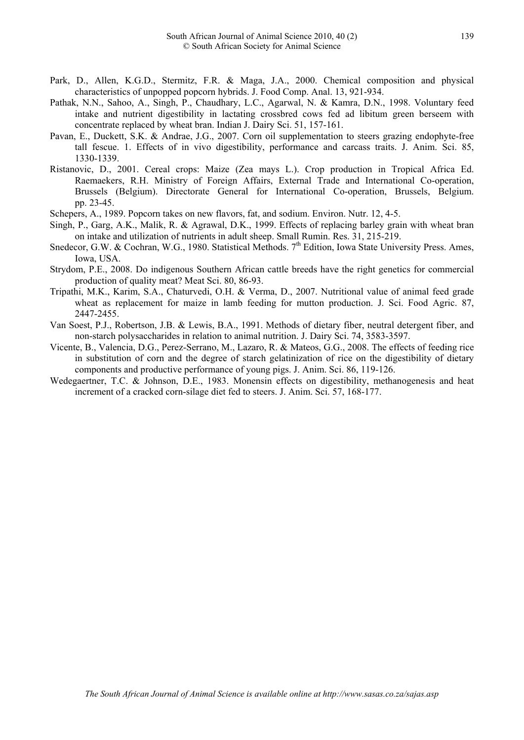Park, D., Allen, K.G.D., Stermitz, F.R. & Maga, J.A., 2000. Chemical composition and physical characteristics of unpopped popcorn hybrids. J. Food Comp. Anal. 13, 921-934.

Pathak, N.N., Sahoo, A., Singh, P., Chaudhary, L.C., Agarwal, N. & Kamra, D.N., 1998. Voluntary feed intake and nutrient digestibility in lactating crossbred cows fed ad libitum green berseem with concentrate replaced by wheat bran. Indian J. Dairy Sci. 51, 157-161.

Pavan, E., Duckett, S.K. & Andrae, J.G., 2007. Corn oil supplementation to steers grazing endophyte-free tall fescue. 1. Effects of in vivo digestibility, performance and carcass traits. J. Anim. Sci. 85, 1330-1339.

Ristanovic, D., 2001. Cereal crops: Maize (Zea mays L.). Crop production in Tropical Africa Ed. Raemaekers, R.H. Ministry of Foreign Affairs, External Trade and International Co-operation, Brussels (Belgium). Directorate General for International Co-operation, Brussels, Belgium. pp. 23-45.

Schepers, A., 1989. Popcorn takes on new flavors, fat, and sodium. Environ. Nutr. 12, 4-5.

Singh, P., Garg, A.K., Malik, R. & Agrawal, D.K., 1999. Effects of replacing barley grain with wheat bran on intake and utilization of nutrients in adult sheep. Small Rumin. Res. 31, 215-219.

Snedecor, G.W. & Cochran, W.G., 1980. Statistical Methods. 7th Edition, Iowa State University Press. Ames, Iowa, USA.

Strydom, P.E., 2008. Do indigenous Southern African cattle breeds have the right genetics for commercial production of quality meat? Meat Sci. 80, 86-93.

Tripathi, M.K., Karim, S.A., Chaturvedi, O.H. & Verma, D., 2007. Nutritional value of animal feed grade wheat as replacement for maize in lamb feeding for mutton production. J. Sci. Food Agric. 87, 2447-2455.

Van Soest, P.J., Robertson, J.B. & Lewis, B.A., 1991. Methods of dietary fiber, neutral detergent fiber, and non-starch polysaccharides in relation to animal nutrition. J. Dairy Sci. 74, 3583-3597.

Vicente, B., Valencia, D.G., Perez-Serrano, M., Lazaro, R. & Mateos, G.G., 2008. The effects of feeding rice in substitution of corn and the degree of starch gelatinization of rice on the digestibility of dietary components and productive performance of young pigs. J. Anim. Sci. 86, 119-126.

Wedegaertner, T.C. & Johnson, D.E., 1983. Monensin effects on digestibility, methanogenesis and heat increment of a cracked corn-silage diet fed to steers. J. Anim. Sci. 57, 168-177.